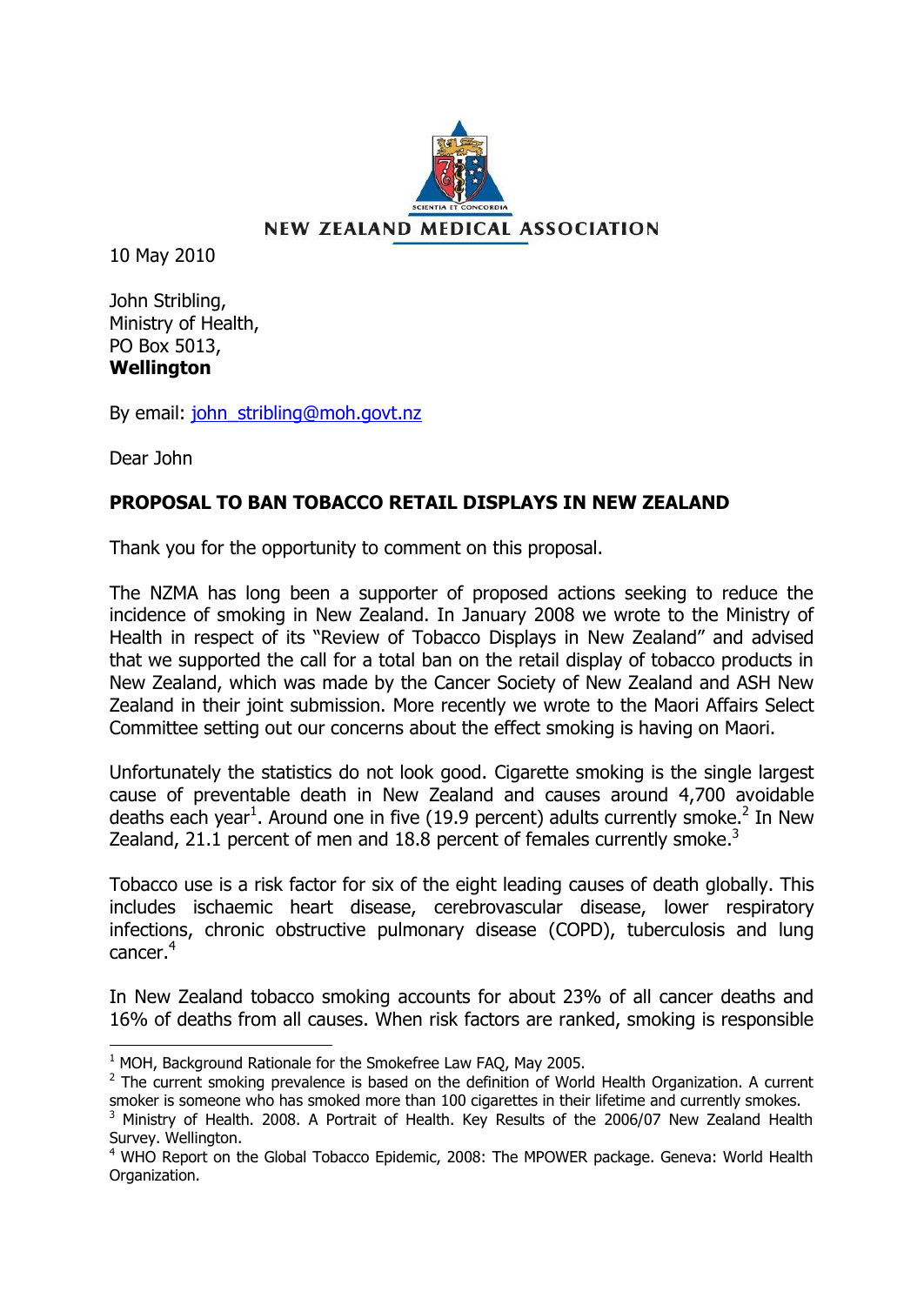NEW ZEALAND MEDICAL ASSOCIATION

10 May 2010

John Stribling,
Ministry of Health,
PO Box 5013,
**Wellington**

By email: john_stribling@moh.govt.nz

Dear John

**PROPOSAL TO BAN TOBACCO RETAIL DISPLAYS IN NEW ZEALAND**

Thank you for the opportunity to comment on this proposal.

The NZMA has long been a supporter of proposed actions seeking to reduce the incidence of smoking in New Zealand. In January 2008 we wrote to the Ministry of Health in respect of its "Review of Tobacco Displays in New Zealand" and advised that we supported the call for a total ban on the retail display of tobacco products in New Zealand, which was made by the Cancer Society of New Zealand and ASH New Zealand in their joint submission. More recently we wrote to the Maori Affairs Select Committee setting out our concerns about the effect smoking is having on Maori.

Unfortunately the statistics do not look good. Cigarette smoking is the single largest cause of preventable death in New Zealand and causes around 4,700 avoidable deaths each year[1]. Around one in five (19.9 percent) adults currently smoke.[2] In New Zealand, 21.1 percent of men and 18.8 percent of females currently smoke.[3]

Tobacco use is a risk factor for six of the eight leading causes of death globally. This includes ischaemic heart disease, cerebrovascular disease, lower respiratory infections, chronic obstructive pulmonary disease (COPD), tuberculosis and lung cancer.[4]

In New Zealand tobacco smoking accounts for about 23% of all cancer deaths and 16% of deaths from all causes. When risk factors are ranked, smoking is responsible

---

[1] MOH, Background Rationale for the Smokefree Law FAQ, May 2005.

[2] The current smoking prevalence is based on the definition of World Health Organization. A current smoker is someone who has smoked more than 100 cigarettes in their lifetime and currently smokes.

[3] Ministry of Health. 2008. A Portrait of Health. Key Results of the 2006/07 New Zealand Health Survey. Wellington.

[4] WHO Report on the Global Tobacco Epidemic, 2008: The MPOWER package. Geneva: World Health Organization.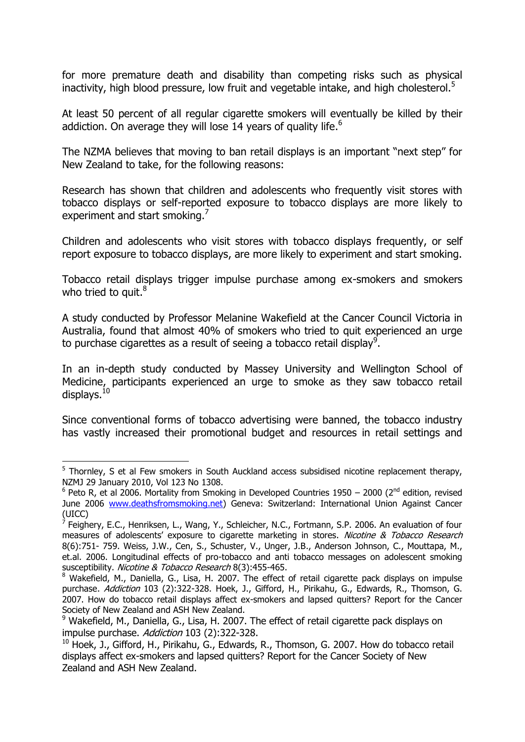for more premature death and disability than competing risks such as physical inactivity, high blood pressure, low fruit and vegetable intake, and high cholesterol.[5]

At least 50 percent of all regular cigarette smokers will eventually be killed by their addiction. On average they will lose 14 years of quality life.[6]

The NZMA believes that moving to ban retail displays is an important "next step" for New Zealand to take, for the following reasons:

Research has shown that children and adolescents who frequently visit stores with tobacco displays or self-reported exposure to tobacco displays are more likely to experiment and start smoking.[7]

Children and adolescents who visit stores with tobacco displays frequently, or self report exposure to tobacco displays, are more likely to experiment and start smoking.

Tobacco retail displays trigger impulse purchase among ex-smokers and smokers who tried to quit.[8]

A study conducted by Professor Melanine Wakefield at the Cancer Council Victoria in Australia, found that almost 40% of smokers who tried to quit experienced an urge to purchase cigarettes as a result of seeing a tobacco retail display[9].

In an in-depth study conducted by Massey University and Wellington School of Medicine, participants experienced an urge to smoke as they saw tobacco retail displays.[10]

Since conventional forms of tobacco advertising were banned, the tobacco industry has vastly increased their promotional budget and resources in retail settings and

---

[5] Thornley, S et al Few smokers in South Auckland access subsidised nicotine replacement therapy, NZMJ 29 January 2010, Vol 123 No 1308.

[6] Peto R, et al 2006. Mortality from Smoking in Developed Countries 1950 – 2000 (2nd edition, revised June 2006 www.deathsfromsmoking.net) Geneva: Switzerland: International Union Against Cancer (UICC)

[7] Feighery, E.C., Henriksen, L., Wang, Y., Schleicher, N.C., Fortmann, S.P. 2006. An evaluation of four measures of adolescents' exposure to cigarette marketing in stores. *Nicotine & Tobacco Research* 8(6):751- 759. Weiss, J.W., Cen, S., Schuster, V., Unger, J.B., Anderson Johnson, C., Mouttapa, M., et.al. 2006. Longitudinal effects of pro-tobacco and anti tobacco messages on adolescent smoking susceptibility. *Nicotine & Tobacco Research* 8(3):455-465.

[8] Wakefield, M., Daniella, G., Lisa, H. 2007. The effect of retail cigarette pack displays on impulse purchase. *Addiction* 103 (2):322-328. Hoek, J., Gifford, H., Pirikahu, G., Edwards, R., Thomson, G. 2007. How do tobacco retail displays affect ex-smokers and lapsed quitters? Report for the Cancer Society of New Zealand and ASH New Zealand.

[9] Wakefield, M., Daniella, G., Lisa, H. 2007. The effect of retail cigarette pack displays on impulse purchase. *Addiction* 103 (2):322-328.

[10] Hoek, J., Gifford, H., Pirikahu, G., Edwards, R., Thomson, G. 2007. How do tobacco retail displays affect ex-smokers and lapsed quitters? Report for the Cancer Society of New Zealand and ASH New Zealand.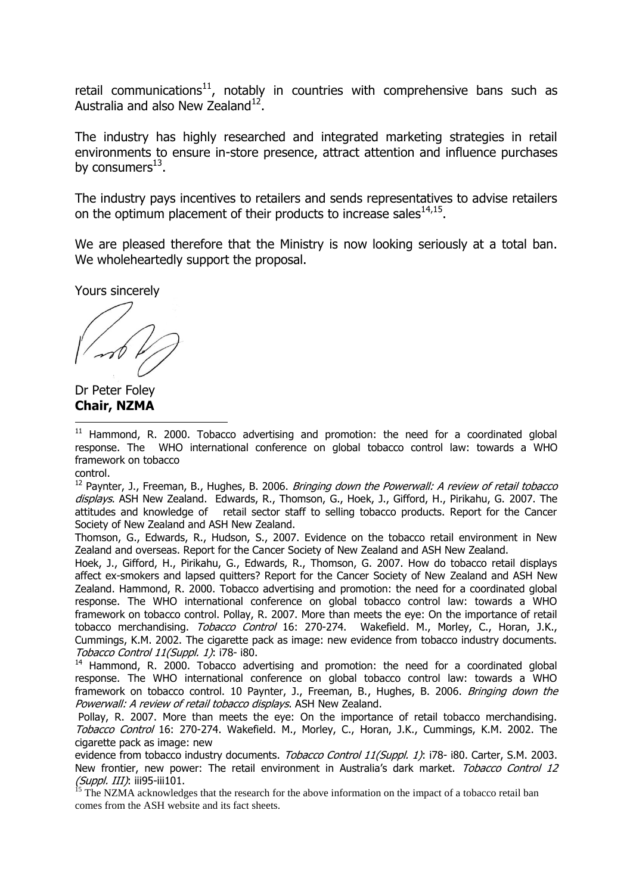retail communications[11], notably in countries with comprehensive bans such as Australia and also New Zealand[12].

The industry has highly researched and integrated marketing strategies in retail environments to ensure in-store presence, attract attention and influence purchases by consumers[13].

The industry pays incentives to retailers and sends representatives to advise retailers on the optimum placement of their products to increase sales[14,15].

We are pleased therefore that the Ministry is now looking seriously at a total ban. We wholeheartedly support the proposal.

Yours sincerely

Dr Peter Foley
**Chair, NZMA**

---

[11] Hammond, R. 2000. Tobacco advertising and promotion: the need for a coordinated global response. The WHO international conference on global tobacco control law: towards a WHO framework on tobacco control.

[12] Paynter, J., Freeman, B., Hughes, B. 2006. *Bringing down the Powerwall: A review of retail tobacco displays*. ASH New Zealand. Edwards, R., Thomson, G., Hoek, J., Gifford, H., Pirikahu, G. 2007. The attitudes and knowledge of retail sector staff to selling tobacco products. Report for the Cancer Society of New Zealand and ASH New Zealand.

Thomson, G., Edwards, R., Hudson, S., 2007. Evidence on the tobacco retail environment in New Zealand and overseas. Report for the Cancer Society of New Zealand and ASH New Zealand.

Hoek, J., Gifford, H., Pirikahu, G., Edwards, R., Thomson, G. 2007. How do tobacco retail displays affect ex-smokers and lapsed quitters? Report for the Cancer Society of New Zealand and ASH New Zealand. Hammond, R. 2000. Tobacco advertising and promotion: the need for a coordinated global response. The WHO international conference on global tobacco control law: towards a WHO framework on tobacco control. Pollay, R. 2007. More than meets the eye: On the importance of retail tobacco merchandising. *Tobacco Control* 16: 270-274. Wakefield. M., Morley, C., Horan, J.K., Cummings, K.M. 2002. The cigarette pack as image: new evidence from tobacco industry documents. *Tobacco Control 11(Suppl. 1)*: i78- i80.

[14] Hammond, R. 2000. Tobacco advertising and promotion: the need for a coordinated global response. The WHO international conference on global tobacco control law: towards a WHO framework on tobacco control. 10 Paynter, J., Freeman, B., Hughes, B. 2006. *Bringing down the Powerwall: A review of retail tobacco displays*. ASH New Zealand.

Pollay, R. 2007. More than meets the eye: On the importance of retail tobacco merchandising. *Tobacco Control* 16: 270-274. Wakefield. M., Morley, C., Horan, J.K., Cummings, K.M. 2002. The cigarette pack as image: new evidence from tobacco industry documents. *Tobacco Control 11(Suppl. 1)*: i78- i80. Carter, S.M. 2003. New frontier, new power: The retail environment in Australia's dark market. *Tobacco Control 12 (Suppl. III)*: iii95-iii101.

[15] The NZMA acknowledges that the research for the above information on the impact of a tobacco retail ban comes from the ASH website and its fact sheets.